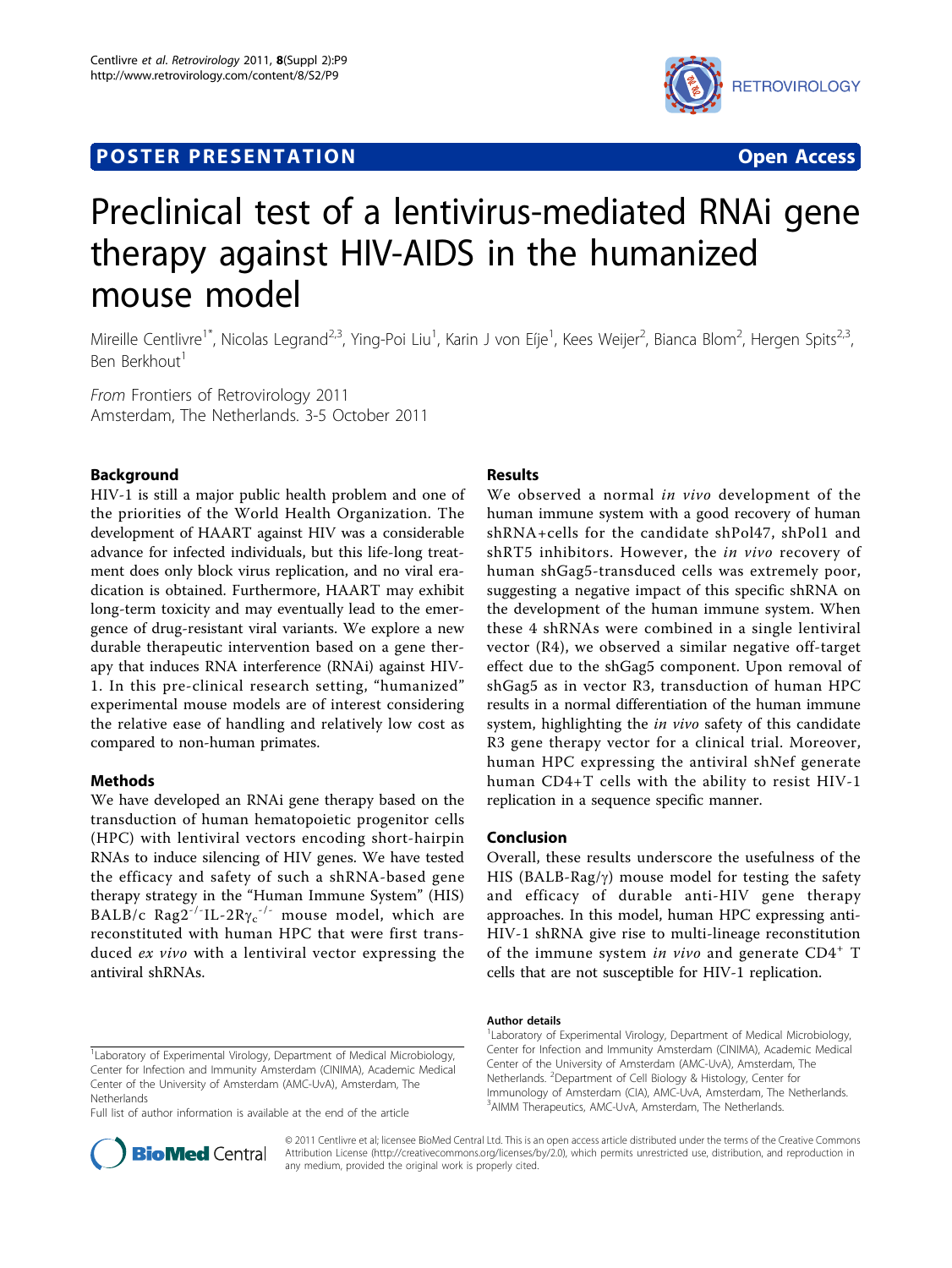POSTER PRESENTATION Open Access

# Preclinical test of a lentivirus-mediated RNAi gene therapy against HIV-AIDS in the humanized mouse model

Mireille Centlivre[1*], Nicolas Legrand[2,3], Ying-Poi Liu[1], Karin J von Eíje[1], Kees Weijer[2], Bianca Blom[2], Hergen Spits[2,3], Ben Berkhout[1]

*From* Frontiers of Retrovirology 2011
Amsterdam, The Netherlands. 3-5 October 2011

## Background

HIV-1 is still a major public health problem and one of the priorities of the World Health Organization. The development of HAART against HIV was a considerable advance for infected individuals, but this life-long treatment does only block virus replication, and no viral eradication is obtained. Furthermore, HAART may exhibit long-term toxicity and may eventually lead to the emergence of drug-resistant viral variants. We explore a new durable therapeutic intervention based on a gene therapy that induces RNA interference (RNAi) against HIV-1. In this pre-clinical research setting, "humanized" experimental mouse models are of interest considering the relative ease of handling and relatively low cost as compared to non-human primates.

## Methods

We have developed an RNAi gene therapy based on the transduction of human hematopoietic progenitor cells (HPC) with lentiviral vectors encoding short-hairpin RNAs to induce silencing of HIV genes. We have tested the efficacy and safety of such a shRNA-based gene therapy strategy in the "Human Immune System" (HIS) BALB/c $Rag2^{-/-}$ $IL\text{-}2R\gamma_c^{-/-}$ mouse model, which are reconstituted with human HPC that were first transduced *ex vivo* with a lentiviral vector expressing the antiviral shRNAs.

## Results

We observed a normal *in vivo* development of the human immune system with a good recovery of human shRNA+cells for the candidate shPol47, shPol1 and shRT5 inhibitors. However, the *in vivo* recovery of human shGag5-transduced cells was extremely poor, suggesting a negative impact of this specific shRNA on the development of the human immune system. When these 4 shRNAs were combined in a single lentiviral vector (R4), we observed a similar negative off-target effect due to the shGag5 component. Upon removal of shGag5 as in vector R3, transduction of human HPC results in a normal differentiation of the human immune system, highlighting the *in vivo* safety of this candidate R3 gene therapy vector for a clinical trial. Moreover, human HPC expressing the antiviral shNef generate human CD4+T cells with the ability to resist HIV-1 replication in a sequence specific manner.

## Conclusion

Overall, these results underscore the usefulness of the HIS (BALB-Rag/γ) mouse model for testing the safety and efficacy of durable anti-HIV gene therapy approaches. In this model, human HPC expressing anti-HIV-1 shRNA give rise to multi-lineage reconstitution of the immune system *in vivo* and generate $CD4^+$ T cells that are not susceptible for HIV-1 replication.

#### Author details

[1]Laboratory of Experimental Virology, Department of Medical Microbiology, Center for Infection and Immunity Amsterdam (CINIMA), Academic Medical Center of the University of Amsterdam (AMC-UvA), Amsterdam, The Netherlands. [2]Department of Cell Biology & Histology, Center for Immunology of Amsterdam (CIA), AMC-UvA, Amsterdam, The Netherlands. [3]AIMM Therapeutics, AMC-UvA, Amsterdam, The Netherlands.

[1]Laboratory of Experimental Virology, Department of Medical Microbiology, Center for Infection and Immunity Amsterdam (CINIMA), Academic Medical Center of the University of Amsterdam (AMC-UvA), Amsterdam, The Netherlands

Full list of author information is available at the end of the article

© 2011 Centlivre et al; licensee BioMed Central Ltd. This is an open access article distributed under the terms of the Creative Commons Attribution License (http://creativecommons.org/licenses/by/2.0), which permits unrestricted use, distribution, and reproduction in any medium, provided the original work is properly cited.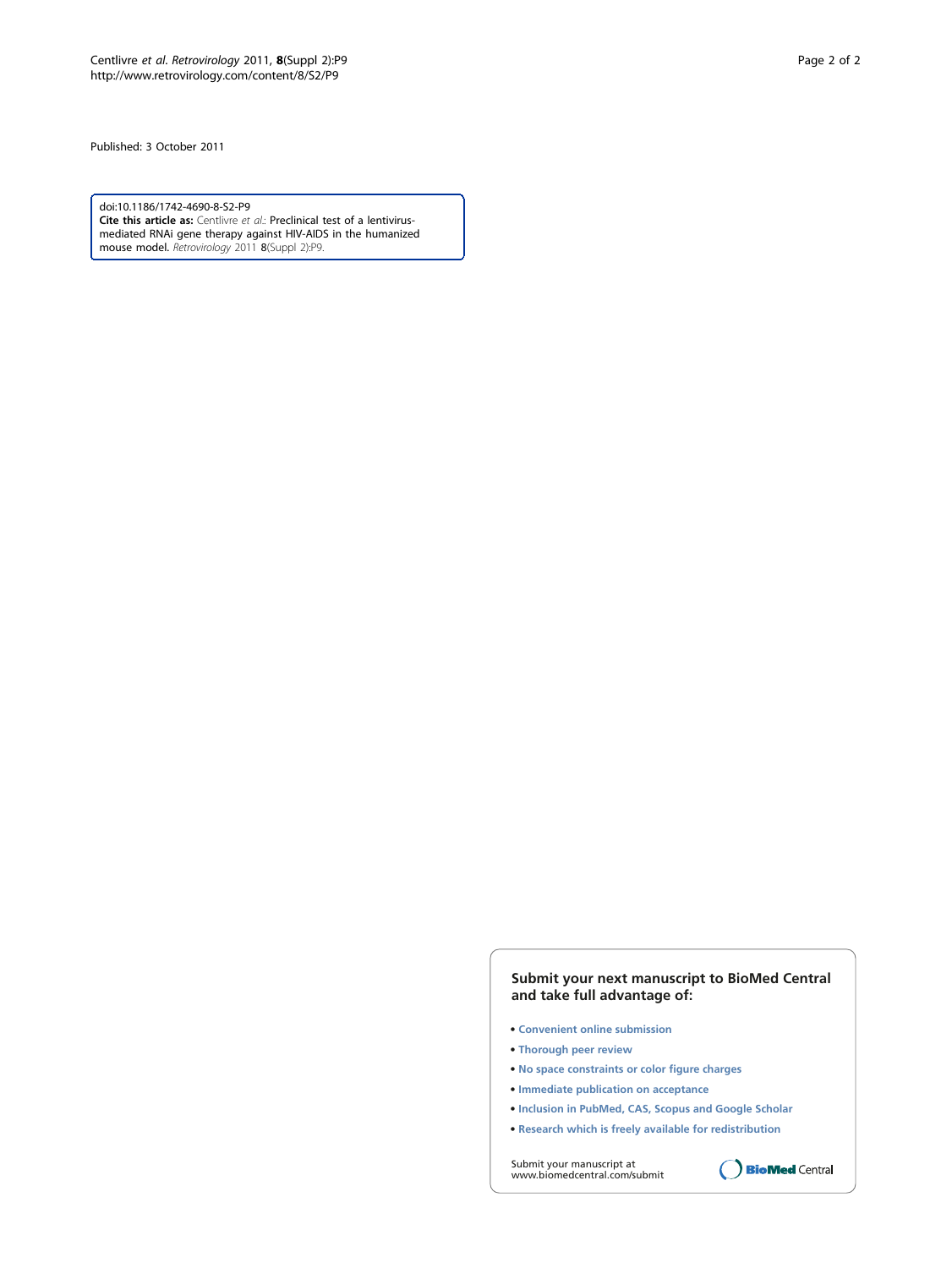Published: 3 October 2011

doi:10.1186/1742-4690-8-S2-P9

**Cite this article as:** Centlivre *et al.*: Preclinical test of a lentivirus-mediated RNAi gene therapy against HIV-AIDS in the humanized mouse model. *Retrovirology* 2011 **8**(Suppl 2):P9.

**Submit your next manuscript to BioMed Central and take full advantage of:**

- **Convenient online submission**
- **Thorough peer review**
- **No space constraints or color figure charges**
- **Immediate publication on acceptance**
- **Inclusion in PubMed, CAS, Scopus and Google Scholar**
- **Research which is freely available for redistribution**

Submit your manuscript at
www.biomedcentral.com/submit

BioMed Central